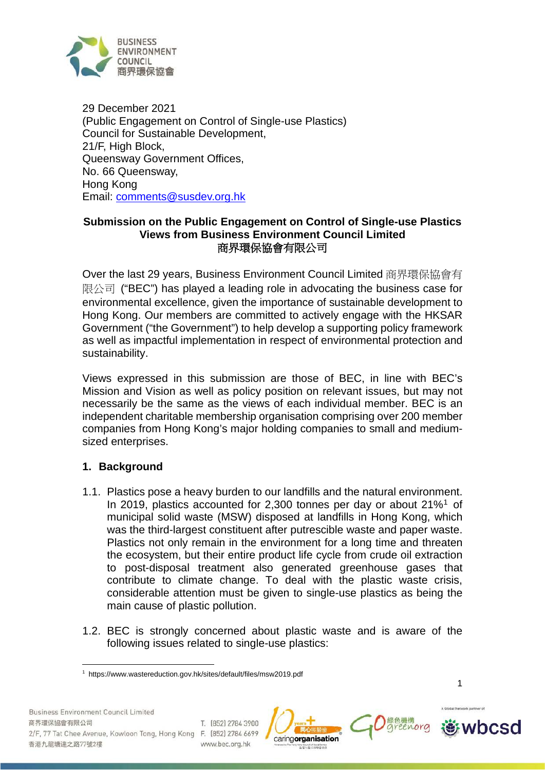29 December 2021
(Public Engagement on Control of Single-use Plastics)
Council for Sustainable Development,
21/F, High Block,
Queensway Government Offices,
No. 66 Queensway,
Hong Kong
Email: comments@susdev.org.hk

**Submission on the Public Engagement on Control of Single-use Plastics**
**Views from Business Environment Council Limited**
**商界環保協會有限公司**

Over the last 29 years, Business Environment Council Limited 商界環保協會有限公司 ("BEC") has played a leading role in advocating the business case for environmental excellence, given the importance of sustainable development to Hong Kong. Our members are committed to actively engage with the HKSAR Government ("the Government") to help develop a supporting policy framework as well as impactful implementation in respect of environmental protection and sustainability.

Views expressed in this submission are those of BEC, in line with BEC's Mission and Vision as well as policy position on relevant issues, but may not necessarily be the same as the views of each individual member. BEC is an independent charitable membership organisation comprising over 200 member companies from Hong Kong's major holding companies to small and medium-sized enterprises.

## 1. Background

1.1. Plastics pose a heavy burden to our landfills and the natural environment. In 2019, plastics accounted for 2,300 tonnes per day or about 21%[1] of municipal solid waste (MSW) disposed at landfills in Hong Kong, which was the third-largest constituent after putrescible waste and paper waste. Plastics not only remain in the environment for a long time and threaten the ecosystem, but their entire product life cycle from crude oil extraction to post-disposal treatment also generated greenhouse gases that contribute to climate change. To deal with the plastic waste crisis, considerable attention must be given to single-use plastics as being the main cause of plastic pollution.

1.2. BEC is strongly concerned about plastic waste and is aware of the following issues related to single-use plastics:

[1] https://www.wastereduction.gov.hk/sites/default/files/msw2019.pdf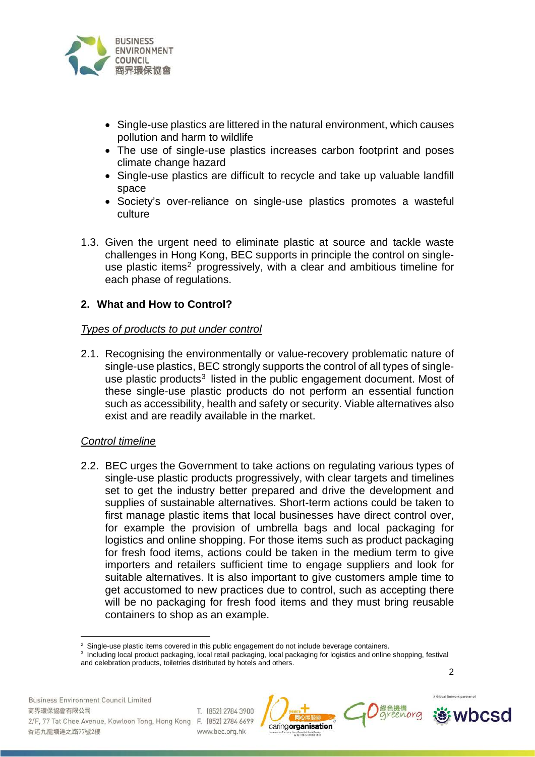- Single-use plastics are littered in the natural environment, which causes pollution and harm to wildlife
- The use of single-use plastics increases carbon footprint and poses climate change hazard
- Single-use plastics are difficult to recycle and take up valuable landfill space
- Society's over-reliance on single-use plastics promotes a wasteful culture

1.3. Given the urgent need to eliminate plastic at source and tackle waste challenges in Hong Kong, BEC supports in principle the control on single-use plastic items[2] progressively, with a clear and ambitious timeline for each phase of regulations.

## 2. What and How to Control?

*Types of products to put under control*

2.1. Recognising the environmentally or value-recovery problematic nature of single-use plastics, BEC strongly supports the control of all types of single-use plastic products[3] listed in the public engagement document. Most of these single-use plastic products do not perform an essential function such as accessibility, health and safety or security. Viable alternatives also exist and are readily available in the market.

*Control timeline*

2.2. BEC urges the Government to take actions on regulating various types of single-use plastic products progressively, with clear targets and timelines set to get the industry better prepared and drive the development and supplies of sustainable alternatives. Short-term actions could be taken to first manage plastic items that local businesses have direct control over, for example the provision of umbrella bags and local packaging for logistics and online shopping. For those items such as product packaging for fresh food items, actions could be taken in the medium term to give importers and retailers sufficient time to engage suppliers and look for suitable alternatives. It is also important to give customers ample time to get accustomed to new practices due to control, such as accepting there will be no packaging for fresh food items and they must bring reusable containers to shop as an example.

[2] Single-use plastic items covered in this public engagement do not include beverage containers.

[3] Including local product packaging, local retail packaging, local packaging for logistics and online shopping, festival and celebration products, toiletries distributed by hotels and others.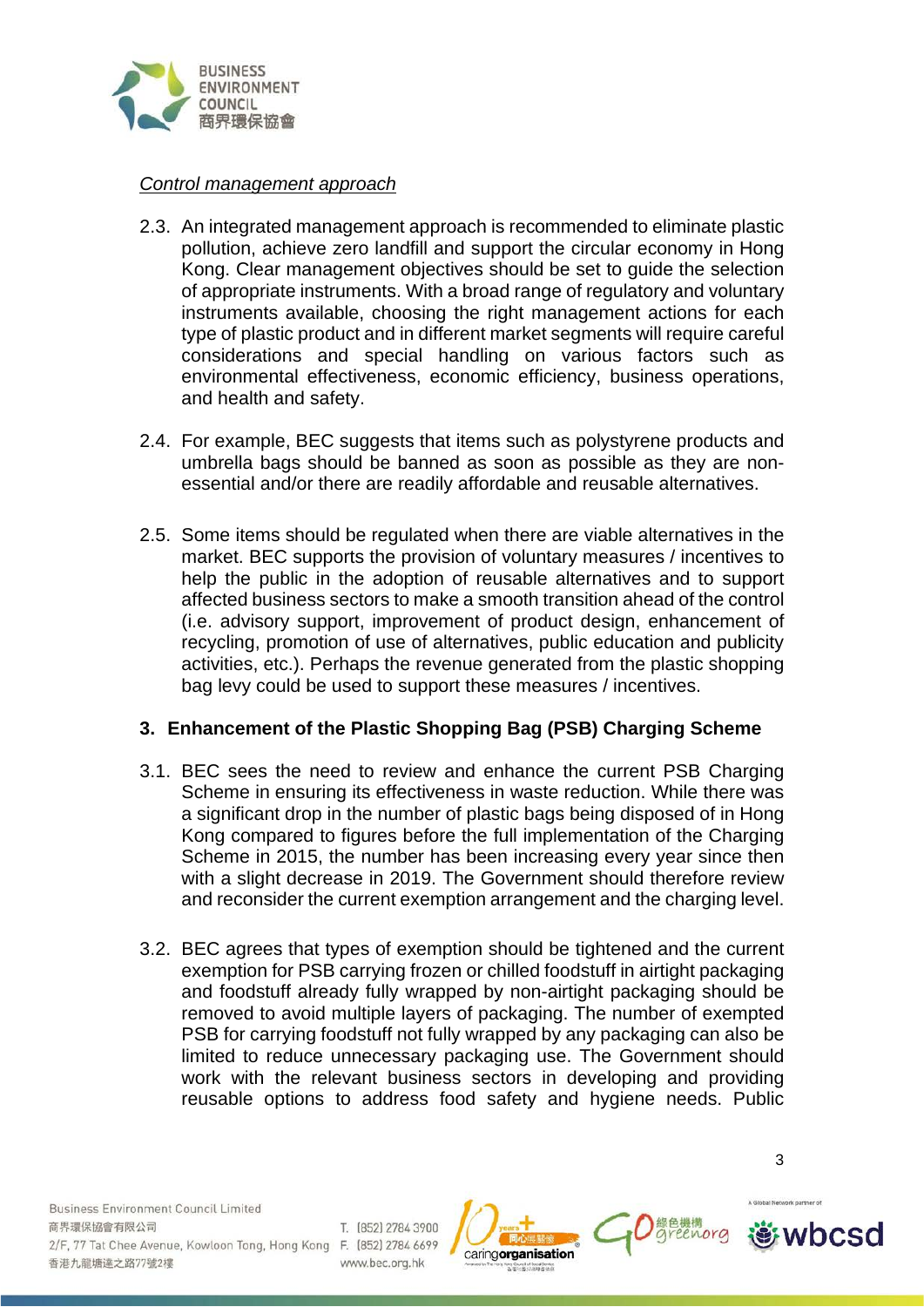*Control management approach*

2.3. An integrated management approach is recommended to eliminate plastic pollution, achieve zero landfill and support the circular economy in Hong Kong. Clear management objectives should be set to guide the selection of appropriate instruments. With a broad range of regulatory and voluntary instruments available, choosing the right management actions for each type of plastic product and in different market segments will require careful considerations and special handling on various factors such as environmental effectiveness, economic efficiency, business operations, and health and safety.

2.4. For example, BEC suggests that items such as polystyrene products and umbrella bags should be banned as soon as possible as they are non-essential and/or there are readily affordable and reusable alternatives.

2.5. Some items should be regulated when there are viable alternatives in the market. BEC supports the provision of voluntary measures / incentives to help the public in the adoption of reusable alternatives and to support affected business sectors to make a smooth transition ahead of the control (i.e. advisory support, improvement of product design, enhancement of recycling, promotion of use of alternatives, public education and publicity activities, etc.). Perhaps the revenue generated from the plastic shopping bag levy could be used to support these measures / incentives.

## 3. Enhancement of the Plastic Shopping Bag (PSB) Charging Scheme

3.1. BEC sees the need to review and enhance the current PSB Charging Scheme in ensuring its effectiveness in waste reduction. While there was a significant drop in the number of plastic bags being disposed of in Hong Kong compared to figures before the full implementation of the Charging Scheme in 2015, the number has been increasing every year since then with a slight decrease in 2019. The Government should therefore review and reconsider the current exemption arrangement and the charging level.

3.2. BEC agrees that types of exemption should be tightened and the current exemption for PSB carrying frozen or chilled foodstuff in airtight packaging and foodstuff already fully wrapped by non-airtight packaging should be removed to avoid multiple layers of packaging. The number of exempted PSB for carrying foodstuff not fully wrapped by any packaging can also be limited to reduce unnecessary packaging use. The Government should work with the relevant business sectors in developing and providing reusable options to address food safety and hygiene needs. Public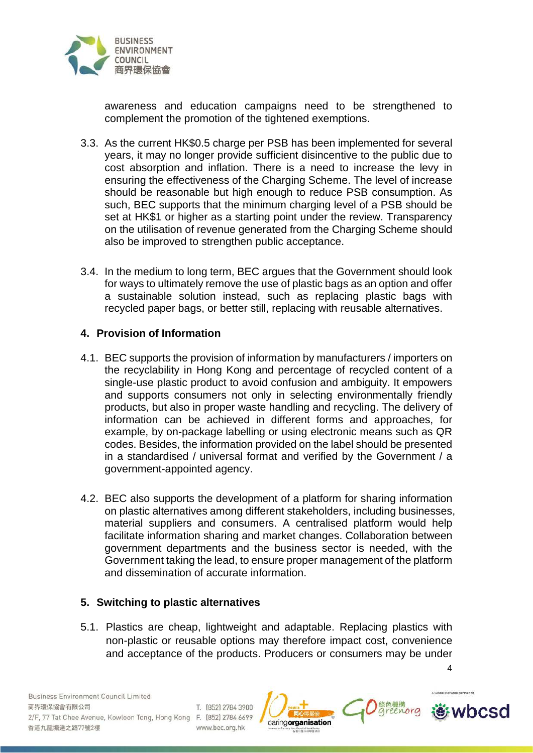awareness and education campaigns need to be strengthened to complement the promotion of the tightened exemptions.

3.3. As the current HK$0.5 charge per PSB has been implemented for several years, it may no longer provide sufficient disincentive to the public due to cost absorption and inflation. There is a need to increase the levy in ensuring the effectiveness of the Charging Scheme. The level of increase should be reasonable but high enough to reduce PSB consumption. As such, BEC supports that the minimum charging level of a PSB should be set at HK$1 or higher as a starting point under the review. Transparency on the utilisation of revenue generated from the Charging Scheme should also be improved to strengthen public acceptance.

3.4. In the medium to long term, BEC argues that the Government should look for ways to ultimately remove the use of plastic bags as an option and offer a sustainable solution instead, such as replacing plastic bags with recycled paper bags, or better still, replacing with reusable alternatives.

## 4. Provision of Information

4.1. BEC supports the provision of information by manufacturers / importers on the recyclability in Hong Kong and percentage of recycled content of a single-use plastic product to avoid confusion and ambiguity. It empowers and supports consumers not only in selecting environmentally friendly products, but also in proper waste handling and recycling. The delivery of information can be achieved in different forms and approaches, for example, by on-package labelling or using electronic means such as QR codes. Besides, the information provided on the label should be presented in a standardised / universal format and verified by the Government / a government-appointed agency.

4.2. BEC also supports the development of a platform for sharing information on plastic alternatives among different stakeholders, including businesses, material suppliers and consumers. A centralised platform would help facilitate information sharing and market changes. Collaboration between government departments and the business sector is needed, with the Government taking the lead, to ensure proper management of the platform and dissemination of accurate information.

## 5. Switching to plastic alternatives

5.1. Plastics are cheap, lightweight and adaptable. Replacing plastics with non-plastic or reusable options may therefore impact cost, convenience and acceptance of the products. Producers or consumers may be under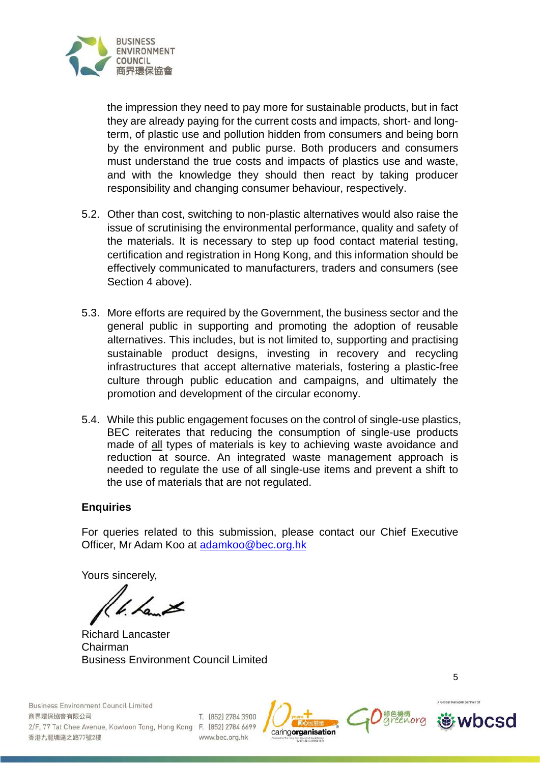the impression they need to pay more for sustainable products, but in fact they are already paying for the current costs and impacts, short- and long-term, of plastic use and pollution hidden from consumers and being born by the environment and public purse. Both producers and consumers must understand the true costs and impacts of plastics use and waste, and with the knowledge they should then react by taking producer responsibility and changing consumer behaviour, respectively.

5.2. Other than cost, switching to non-plastic alternatives would also raise the issue of scrutinising the environmental performance, quality and safety of the materials. It is necessary to step up food contact material testing, certification and registration in Hong Kong, and this information should be effectively communicated to manufacturers, traders and consumers (see Section 4 above).

5.3. More efforts are required by the Government, the business sector and the general public in supporting and promoting the adoption of reusable alternatives. This includes, but is not limited to, supporting and practising sustainable product designs, investing in recovery and recycling infrastructures that accept alternative materials, fostering a plastic-free culture through public education and campaigns, and ultimately the promotion and development of the circular economy.

5.4. While this public engagement focuses on the control of single-use plastics, BEC reiterates that reducing the consumption of single-use products made of <u>all</u> types of materials is key to achieving waste avoidance and reduction at source. An integrated waste management approach is needed to regulate the use of all single-use items and prevent a shift to the use of materials that are not regulated.

**Enquiries**

For queries related to this submission, please contact our Chief Executive Officer, Mr Adam Koo at adamkoo@bec.org.hk

Yours sincerely,

Richard Lancaster
Chairman
Business Environment Council Limited